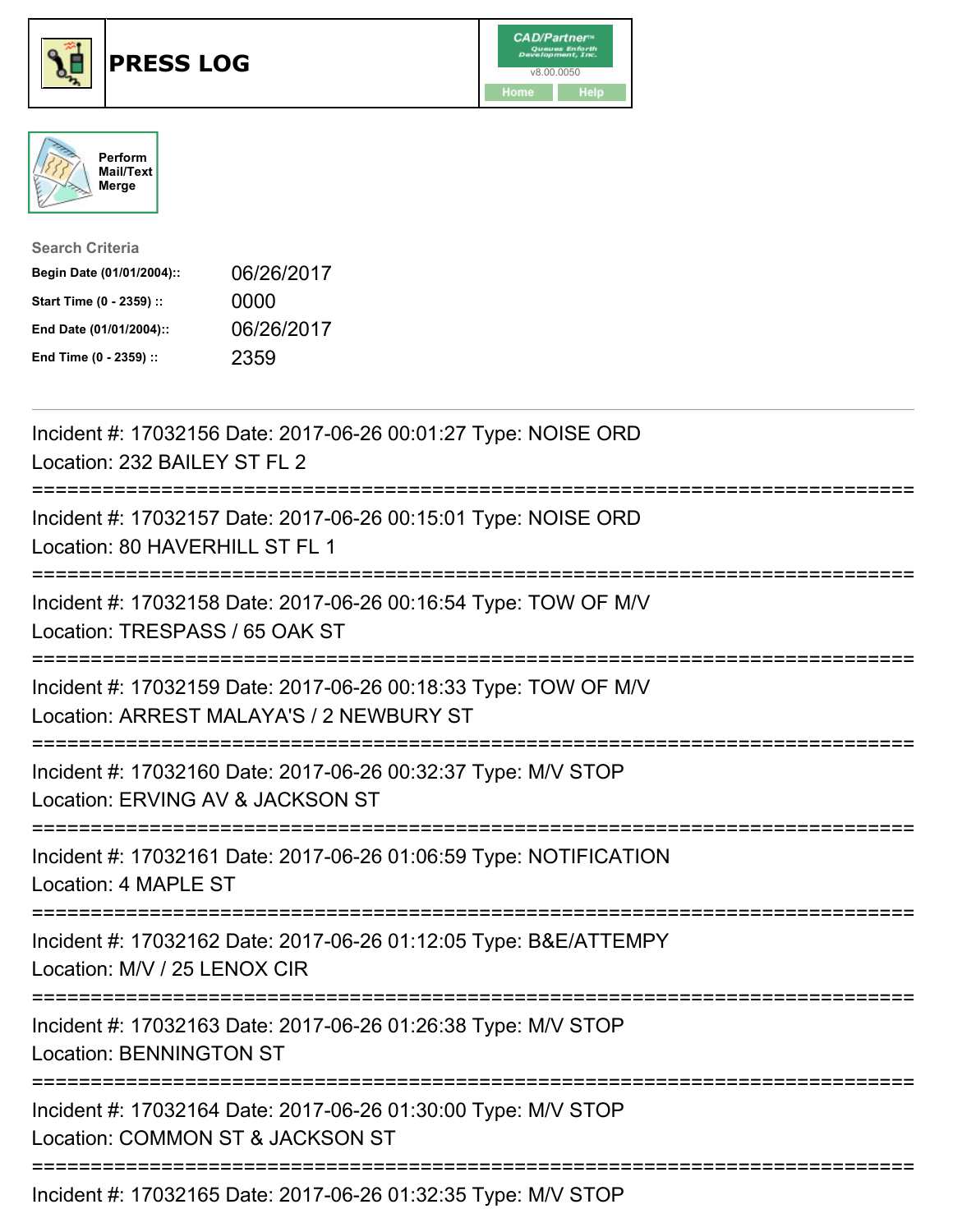# PRESS LOG

Perform Mail/Text Merge

**Search Criteria**

| | |
|---|---|
| **Begin Date (01/01/2004)::** | 06/26/2017 |
| **Start Time (0 - 2359) ::** | 0000 |
| **End Date (01/01/2004)::** | 06/26/2017 |
| **End Time (0 - 2359) ::** | 2359 |

---

Incident #: 17032156 Date: 2017-06-26 00:01:27 Type: NOISE ORD
Location: 232 BAILEY ST FL 2

===========================================================================

Incident #: 17032157 Date: 2017-06-26 00:15:01 Type: NOISE ORD
Location: 80 HAVERHILL ST FL 1

===========================================================================

Incident #: 17032158 Date: 2017-06-26 00:16:54 Type: TOW OF M/V
Location: TRESPASS / 65 OAK ST

===========================================================================

Incident #: 17032159 Date: 2017-06-26 00:18:33 Type: TOW OF M/V
Location: ARREST MALAYA'S / 2 NEWBURY ST

===========================================================================

Incident #: 17032160 Date: 2017-06-26 00:32:37 Type: M/V STOP
Location: ERVING AV & JACKSON ST

===========================================================================

Incident #: 17032161 Date: 2017-06-26 01:06:59 Type: NOTIFICATION
Location: 4 MAPLE ST

===========================================================================

Incident #: 17032162 Date: 2017-06-26 01:12:05 Type: B&E/ATTEMPY
Location: M/V / 25 LENOX CIR

===========================================================================

Incident #: 17032163 Date: 2017-06-26 01:26:38 Type: M/V STOP
Location: BENNINGTON ST

===========================================================================

Incident #: 17032164 Date: 2017-06-26 01:30:00 Type: M/V STOP
Location: COMMON ST & JACKSON ST

===========================================================================

Incident #: 17032165 Date: 2017-06-26 01:32:35 Type: M/V STOP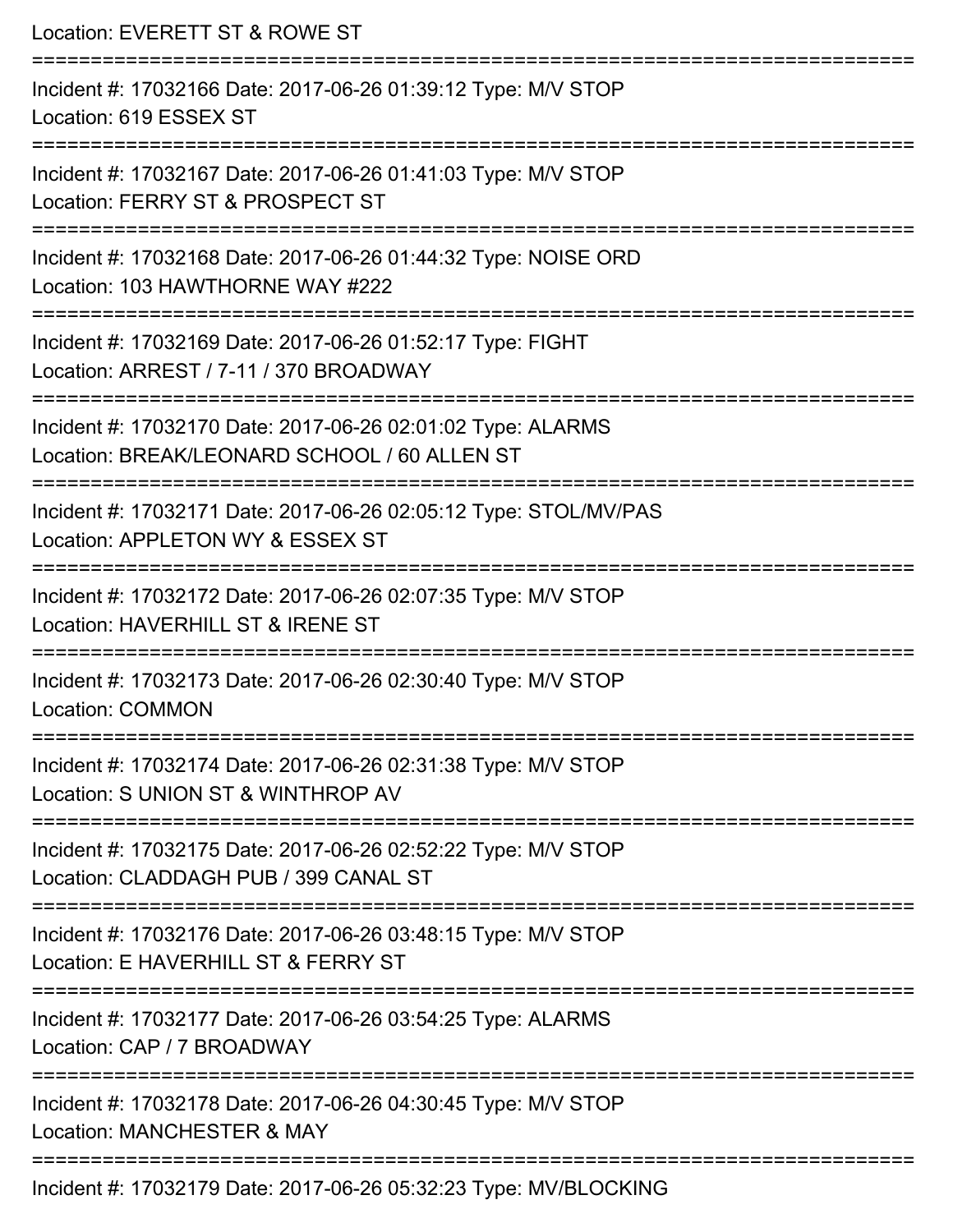Location: EVERETT ST & ROWE ST

===========================================================================

Incident #: 17032166 Date: 2017-06-26 01:39:12 Type: M/V STOP
Location: 619 ESSEX ST

===========================================================================

Incident #: 17032167 Date: 2017-06-26 01:41:03 Type: M/V STOP
Location: FERRY ST & PROSPECT ST

===========================================================================

Incident #: 17032168 Date: 2017-06-26 01:44:32 Type: NOISE ORD
Location: 103 HAWTHORNE WAY #222

===========================================================================

Incident #: 17032169 Date: 2017-06-26 01:52:17 Type: FIGHT
Location: ARREST / 7-11 / 370 BROADWAY

===========================================================================

Incident #: 17032170 Date: 2017-06-26 02:01:02 Type: ALARMS
Location: BREAK/LEONARD SCHOOL / 60 ALLEN ST

===========================================================================

Incident #: 17032171 Date: 2017-06-26 02:05:12 Type: STOL/MV/PAS
Location: APPLETON WY & ESSEX ST

===========================================================================

Incident #: 17032172 Date: 2017-06-26 02:07:35 Type: M/V STOP
Location: HAVERHILL ST & IRENE ST

===========================================================================

Incident #: 17032173 Date: 2017-06-26 02:30:40 Type: M/V STOP
Location: COMMON

===========================================================================

Incident #: 17032174 Date: 2017-06-26 02:31:38 Type: M/V STOP
Location: S UNION ST & WINTHROP AV

===========================================================================

Incident #: 17032175 Date: 2017-06-26 02:52:22 Type: M/V STOP
Location: CLADDAGH PUB / 399 CANAL ST

===========================================================================

Incident #: 17032176 Date: 2017-06-26 03:48:15 Type: M/V STOP
Location: E HAVERHILL ST & FERRY ST

===========================================================================

Incident #: 17032177 Date: 2017-06-26 03:54:25 Type: ALARMS
Location: CAP / 7 BROADWAY

===========================================================================

Incident #: 17032178 Date: 2017-06-26 04:30:45 Type: M/V STOP
Location: MANCHESTER & MAY

===========================================================================

Incident #: 17032179 Date: 2017-06-26 05:32:23 Type: MV/BLOCKING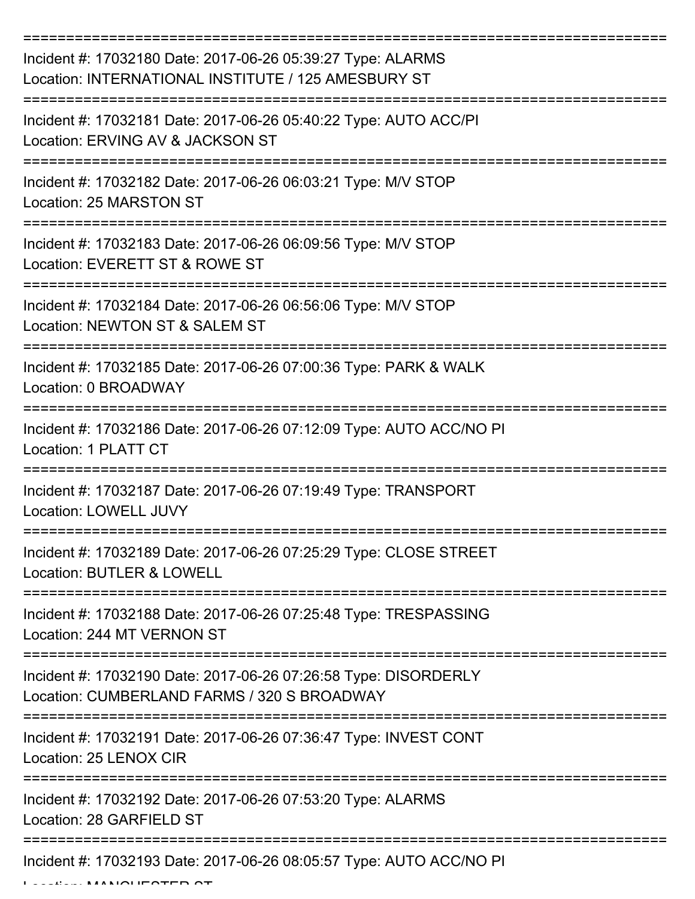===========================================================================

Incident #: 17032180 Date: 2017-06-26 05:39:27 Type: ALARMS
Location: INTERNATIONAL INSTITUTE / 125 AMESBURY ST

===========================================================================

Incident #: 17032181 Date: 2017-06-26 05:40:22 Type: AUTO ACC/PI
Location: ERVING AV & JACKSON ST

===========================================================================

Incident #: 17032182 Date: 2017-06-26 06:03:21 Type: M/V STOP
Location: 25 MARSTON ST

===========================================================================

Incident #: 17032183 Date: 2017-06-26 06:09:56 Type: M/V STOP
Location: EVERETT ST & ROWE ST

===========================================================================

Incident #: 17032184 Date: 2017-06-26 06:56:06 Type: M/V STOP
Location: NEWTON ST & SALEM ST

===========================================================================

Incident #: 17032185 Date: 2017-06-26 07:00:36 Type: PARK & WALK
Location: 0 BROADWAY

===========================================================================

Incident #: 17032186 Date: 2017-06-26 07:12:09 Type: AUTO ACC/NO PI
Location: 1 PLATT CT

===========================================================================

Incident #: 17032187 Date: 2017-06-26 07:19:49 Type: TRANSPORT
Location: LOWELL JUVY

===========================================================================

Incident #: 17032189 Date: 2017-06-26 07:25:29 Type: CLOSE STREET
Location: BUTLER & LOWELL

===========================================================================

Incident #: 17032188 Date: 2017-06-26 07:25:48 Type: TRESPASSING
Location: 244 MT VERNON ST

===========================================================================

Incident #: 17032190 Date: 2017-06-26 07:26:58 Type: DISORDERLY
Location: CUMBERLAND FARMS / 320 S BROADWAY

===========================================================================

Incident #: 17032191 Date: 2017-06-26 07:36:47 Type: INVEST CONT
Location: 25 LENOX CIR

===========================================================================

Incident #: 17032192 Date: 2017-06-26 07:53:20 Type: ALARMS
Location: 28 GARFIELD ST

===========================================================================

Incident #: 17032193 Date: 2017-06-26 08:05:57 Type: AUTO ACC/NO PI
Location: MANCHESTER ST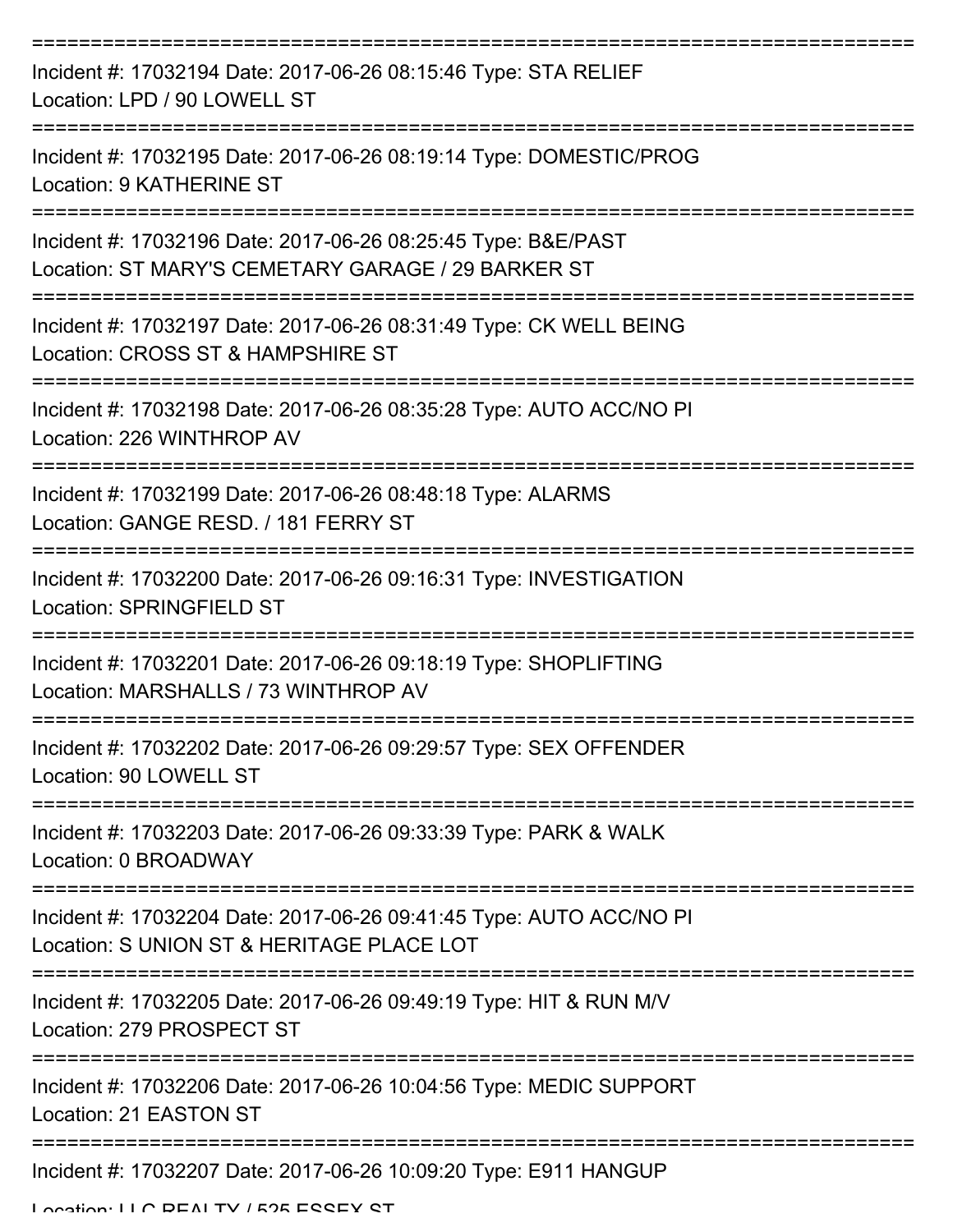===========================================================================

Incident #: 17032194 Date: 2017-06-26 08:15:46 Type: STA RELIEF
Location: LPD / 90 LOWELL ST

===========================================================================

Incident #: 17032195 Date: 2017-06-26 08:19:14 Type: DOMESTIC/PROG
Location: 9 KATHERINE ST

===========================================================================

Incident #: 17032196 Date: 2017-06-26 08:25:45 Type: B&E/PAST
Location: ST MARY'S CEMETARY GARAGE / 29 BARKER ST

===========================================================================

Incident #: 17032197 Date: 2017-06-26 08:31:49 Type: CK WELL BEING
Location: CROSS ST & HAMPSHIRE ST

===========================================================================

Incident #: 17032198 Date: 2017-06-26 08:35:28 Type: AUTO ACC/NO PI
Location: 226 WINTHROP AV

===========================================================================

Incident #: 17032199 Date: 2017-06-26 08:48:18 Type: ALARMS
Location: GANGE RESD. / 181 FERRY ST

===========================================================================

Incident #: 17032200 Date: 2017-06-26 09:16:31 Type: INVESTIGATION
Location: SPRINGFIELD ST

===========================================================================

Incident #: 17032201 Date: 2017-06-26 09:18:19 Type: SHOPLIFTING
Location: MARSHALLS / 73 WINTHROP AV

===========================================================================

Incident #: 17032202 Date: 2017-06-26 09:29:57 Type: SEX OFFENDER
Location: 90 LOWELL ST

===========================================================================

Incident #: 17032203 Date: 2017-06-26 09:33:39 Type: PARK & WALK
Location: 0 BROADWAY

===========================================================================

Incident #: 17032204 Date: 2017-06-26 09:41:45 Type: AUTO ACC/NO PI
Location: S UNION ST & HERITAGE PLACE LOT

===========================================================================

Incident #: 17032205 Date: 2017-06-26 09:49:19 Type: HIT & RUN M/V
Location: 279 PROSPECT ST

===========================================================================

Incident #: 17032206 Date: 2017-06-26 10:04:56 Type: MEDIC SUPPORT
Location: 21 EASTON ST

===========================================================================

Incident #: 17032207 Date: 2017-06-26 10:09:20 Type: E911 HANGUP
Location: LLC REALTY / 525 ESSEX ST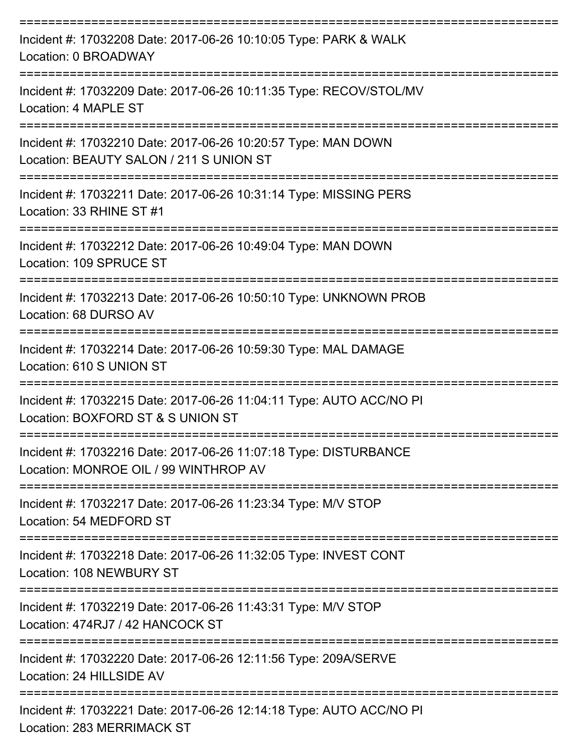===========================================================================

Incident #: 17032208 Date: 2017-06-26 10:10:05 Type: PARK & WALK
Location: 0 BROADWAY

===========================================================================

Incident #: 17032209 Date: 2017-06-26 10:11:35 Type: RECOV/STOL/MV
Location: 4 MAPLE ST

===========================================================================

Incident #: 17032210 Date: 2017-06-26 10:20:57 Type: MAN DOWN
Location: BEAUTY SALON / 211 S UNION ST

===========================================================================

Incident #: 17032211 Date: 2017-06-26 10:31:14 Type: MISSING PERS
Location: 33 RHINE ST #1

===========================================================================

Incident #: 17032212 Date: 2017-06-26 10:49:04 Type: MAN DOWN
Location: 109 SPRUCE ST

===========================================================================

Incident #: 17032213 Date: 2017-06-26 10:50:10 Type: UNKNOWN PROB
Location: 68 DURSO AV

===========================================================================

Incident #: 17032214 Date: 2017-06-26 10:59:30 Type: MAL DAMAGE
Location: 610 S UNION ST

===========================================================================

Incident #: 17032215 Date: 2017-06-26 11:04:11 Type: AUTO ACC/NO PI
Location: BOXFORD ST & S UNION ST

===========================================================================

Incident #: 17032216 Date: 2017-06-26 11:07:18 Type: DISTURBANCE
Location: MONROE OIL / 99 WINTHROP AV

===========================================================================

Incident #: 17032217 Date: 2017-06-26 11:23:34 Type: M/V STOP
Location: 54 MEDFORD ST

===========================================================================

Incident #: 17032218 Date: 2017-06-26 11:32:05 Type: INVEST CONT
Location: 108 NEWBURY ST

===========================================================================

Incident #: 17032219 Date: 2017-06-26 11:43:31 Type: M/V STOP
Location: 474RJ7 / 42 HANCOCK ST

===========================================================================

Incident #: 17032220 Date: 2017-06-26 12:11:56 Type: 209A/SERVE
Location: 24 HILLSIDE AV

===========================================================================

Incident #: 17032221 Date: 2017-06-26 12:14:18 Type: AUTO ACC/NO PI
Location: 283 MERRIMACK ST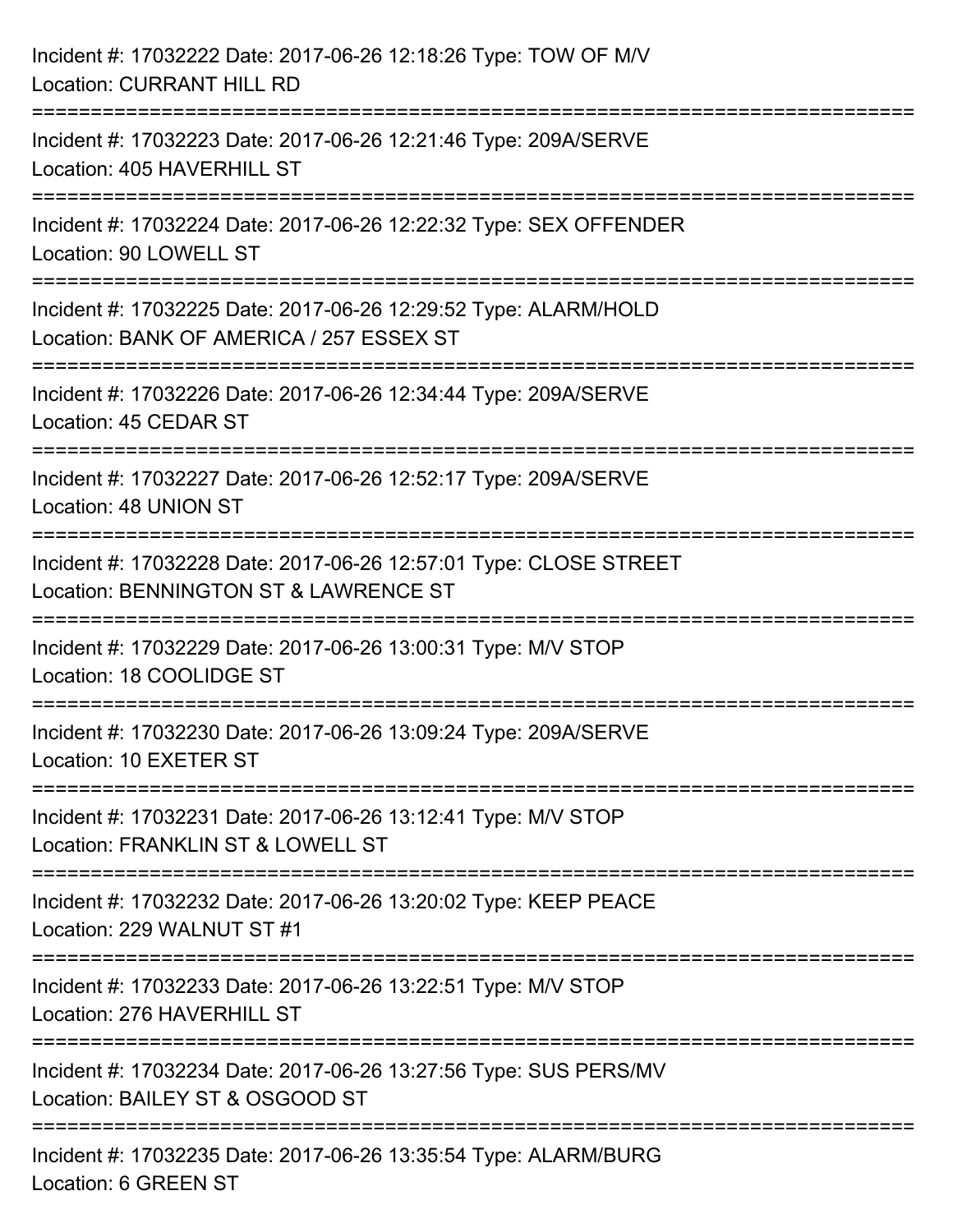Incident #: 17032222 Date: 2017-06-26 12:18:26 Type: TOW OF M/V
Location: CURRANT HILL RD

===========================================================================

Incident #: 17032223 Date: 2017-06-26 12:21:46 Type: 209A/SERVE
Location: 405 HAVERHILL ST

===========================================================================

Incident #: 17032224 Date: 2017-06-26 12:22:32 Type: SEX OFFENDER
Location: 90 LOWELL ST

===========================================================================

Incident #: 17032225 Date: 2017-06-26 12:29:52 Type: ALARM/HOLD
Location: BANK OF AMERICA / 257 ESSEX ST

===========================================================================

Incident #: 17032226 Date: 2017-06-26 12:34:44 Type: 209A/SERVE
Location: 45 CEDAR ST

===========================================================================

Incident #: 17032227 Date: 2017-06-26 12:52:17 Type: 209A/SERVE
Location: 48 UNION ST

===========================================================================

Incident #: 17032228 Date: 2017-06-26 12:57:01 Type: CLOSE STREET
Location: BENNINGTON ST & LAWRENCE ST

===========================================================================

Incident #: 17032229 Date: 2017-06-26 13:00:31 Type: M/V STOP
Location: 18 COOLIDGE ST

===========================================================================

Incident #: 17032230 Date: 2017-06-26 13:09:24 Type: 209A/SERVE
Location: 10 EXETER ST

===========================================================================

Incident #: 17032231 Date: 2017-06-26 13:12:41 Type: M/V STOP
Location: FRANKLIN ST & LOWELL ST

===========================================================================

Incident #: 17032232 Date: 2017-06-26 13:20:02 Type: KEEP PEACE
Location: 229 WALNUT ST #1

===========================================================================

Incident #: 17032233 Date: 2017-06-26 13:22:51 Type: M/V STOP
Location: 276 HAVERHILL ST

===========================================================================

Incident #: 17032234 Date: 2017-06-26 13:27:56 Type: SUS PERS/MV
Location: BAILEY ST & OSGOOD ST

===========================================================================

Incident #: 17032235 Date: 2017-06-26 13:35:54 Type: ALARM/BURG
Location: 6 GREEN ST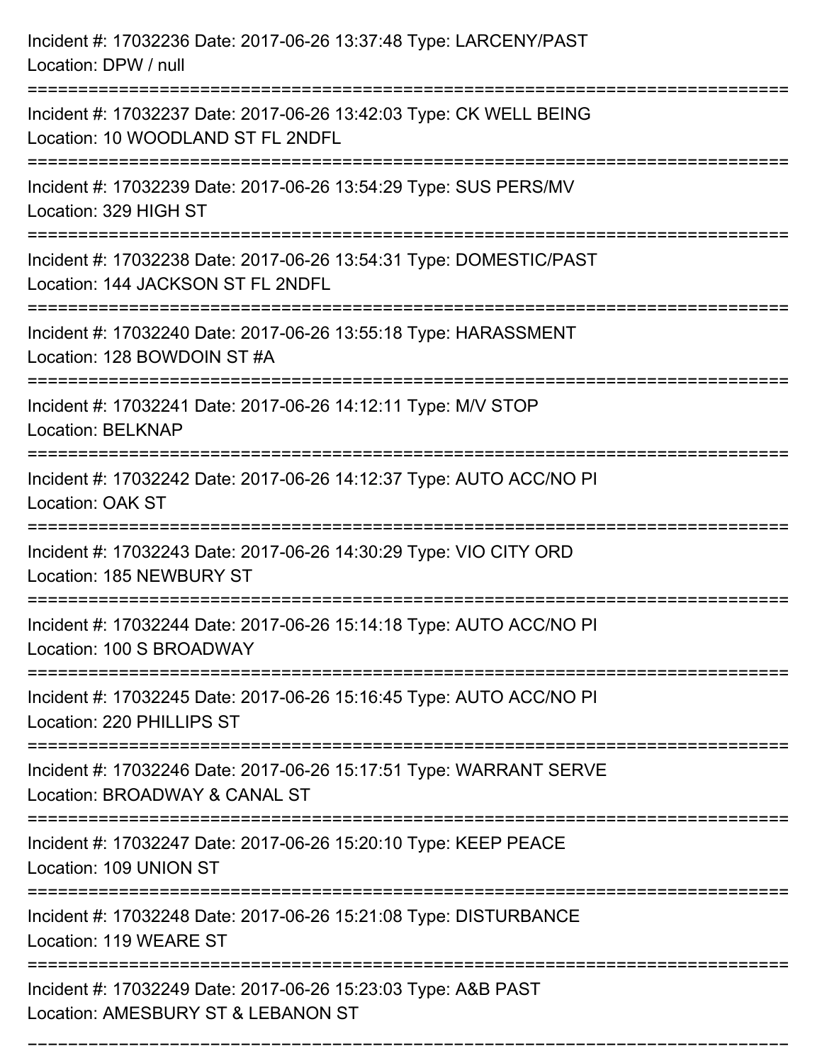Incident #: 17032236 Date: 2017-06-26 13:37:48 Type: LARCENY/PAST
Location: DPW / null

===========================================================================

Incident #: 17032237 Date: 2017-06-26 13:42:03 Type: CK WELL BEING
Location: 10 WOODLAND ST FL 2NDFL

===========================================================================

Incident #: 17032239 Date: 2017-06-26 13:54:29 Type: SUS PERS/MV
Location: 329 HIGH ST

===========================================================================

Incident #: 17032238 Date: 2017-06-26 13:54:31 Type: DOMESTIC/PAST
Location: 144 JACKSON ST FL 2NDFL

===========================================================================

Incident #: 17032240 Date: 2017-06-26 13:55:18 Type: HARASSMENT
Location: 128 BOWDOIN ST #A

===========================================================================

Incident #: 17032241 Date: 2017-06-26 14:12:11 Type: M/V STOP
Location: BELKNAP

===========================================================================

Incident #: 17032242 Date: 2017-06-26 14:12:37 Type: AUTO ACC/NO PI
Location: OAK ST

===========================================================================

Incident #: 17032243 Date: 2017-06-26 14:30:29 Type: VIO CITY ORD
Location: 185 NEWBURY ST

===========================================================================

Incident #: 17032244 Date: 2017-06-26 15:14:18 Type: AUTO ACC/NO PI
Location: 100 S BROADWAY

===========================================================================

Incident #: 17032245 Date: 2017-06-26 15:16:45 Type: AUTO ACC/NO PI
Location: 220 PHILLIPS ST

===========================================================================

Incident #: 17032246 Date: 2017-06-26 15:17:51 Type: WARRANT SERVE
Location: BROADWAY & CANAL ST

===========================================================================

Incident #: 17032247 Date: 2017-06-26 15:20:10 Type: KEEP PEACE
Location: 109 UNION ST

===========================================================================

Incident #: 17032248 Date: 2017-06-26 15:21:08 Type: DISTURBANCE
Location: 119 WEARE ST

===========================================================================

Incident #: 17032249 Date: 2017-06-26 15:23:03 Type: A&B PAST
Location: AMESBURY ST & LEBANON ST

===========================================================================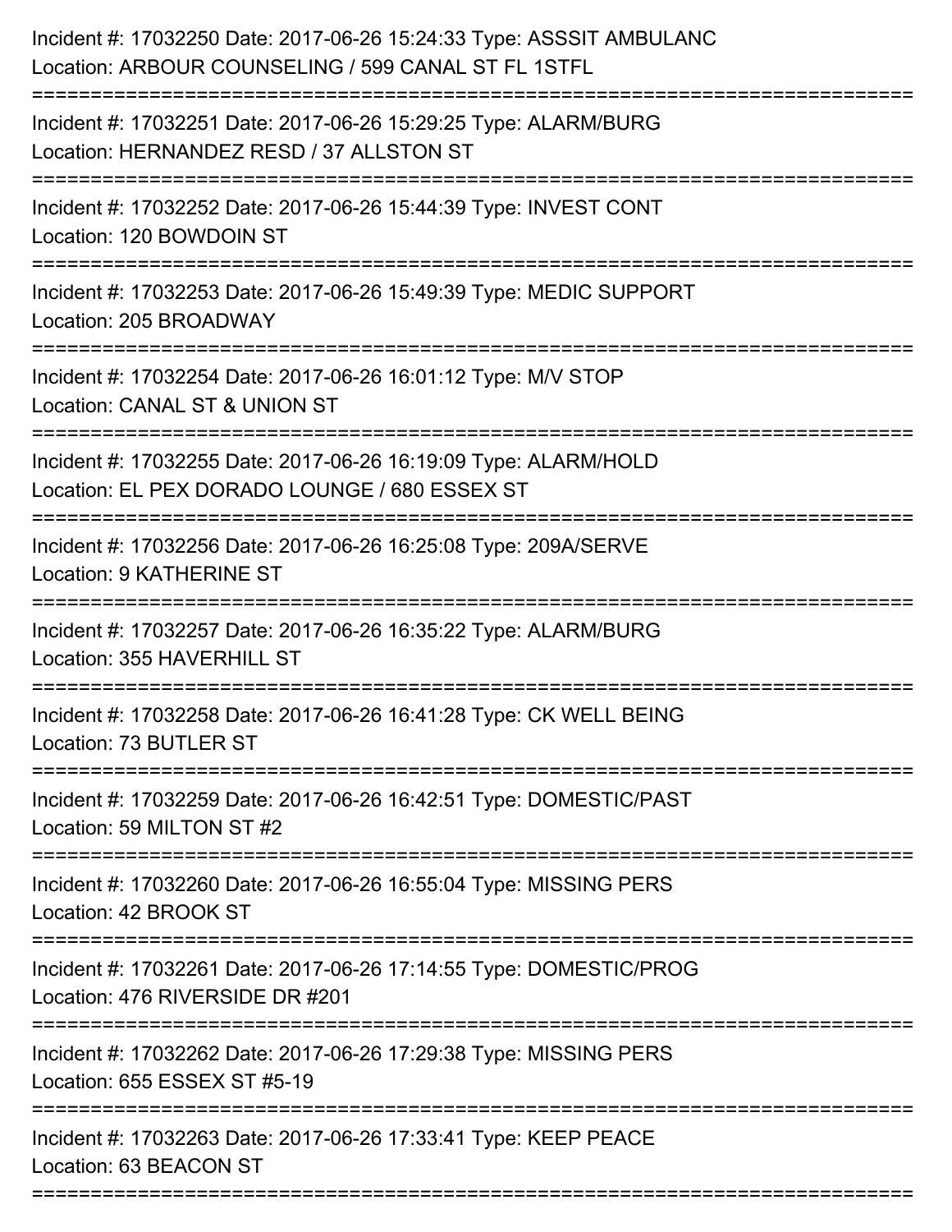Incident #: 17032250 Date: 2017-06-26 15:24:33 Type: ASSSIT AMBULANC
Location: ARBOUR COUNSELING / 599 CANAL ST FL 1STFL

===========================================================================

Incident #: 17032251 Date: 2017-06-26 15:29:25 Type: ALARM/BURG
Location: HERNANDEZ RESD / 37 ALLSTON ST

===========================================================================

Incident #: 17032252 Date: 2017-06-26 15:44:39 Type: INVEST CONT
Location: 120 BOWDOIN ST

===========================================================================

Incident #: 17032253 Date: 2017-06-26 15:49:39 Type: MEDIC SUPPORT
Location: 205 BROADWAY

===========================================================================

Incident #: 17032254 Date: 2017-06-26 16:01:12 Type: M/V STOP
Location: CANAL ST & UNION ST

===========================================================================

Incident #: 17032255 Date: 2017-06-26 16:19:09 Type: ALARM/HOLD
Location: EL PEX DORADO LOUNGE / 680 ESSEX ST

===========================================================================

Incident #: 17032256 Date: 2017-06-26 16:25:08 Type: 209A/SERVE
Location: 9 KATHERINE ST

===========================================================================

Incident #: 17032257 Date: 2017-06-26 16:35:22 Type: ALARM/BURG
Location: 355 HAVERHILL ST

===========================================================================

Incident #: 17032258 Date: 2017-06-26 16:41:28 Type: CK WELL BEING
Location: 73 BUTLER ST

===========================================================================

Incident #: 17032259 Date: 2017-06-26 16:42:51 Type: DOMESTIC/PAST
Location: 59 MILTON ST #2

===========================================================================

Incident #: 17032260 Date: 2017-06-26 16:55:04 Type: MISSING PERS
Location: 42 BROOK ST

===========================================================================

Incident #: 17032261 Date: 2017-06-26 17:14:55 Type: DOMESTIC/PROG
Location: 476 RIVERSIDE DR #201

===========================================================================

Incident #: 17032262 Date: 2017-06-26 17:29:38 Type: MISSING PERS
Location: 655 ESSEX ST #5-19

===========================================================================

Incident #: 17032263 Date: 2017-06-26 17:33:41 Type: KEEP PEACE
Location: 63 BEACON ST

===========================================================================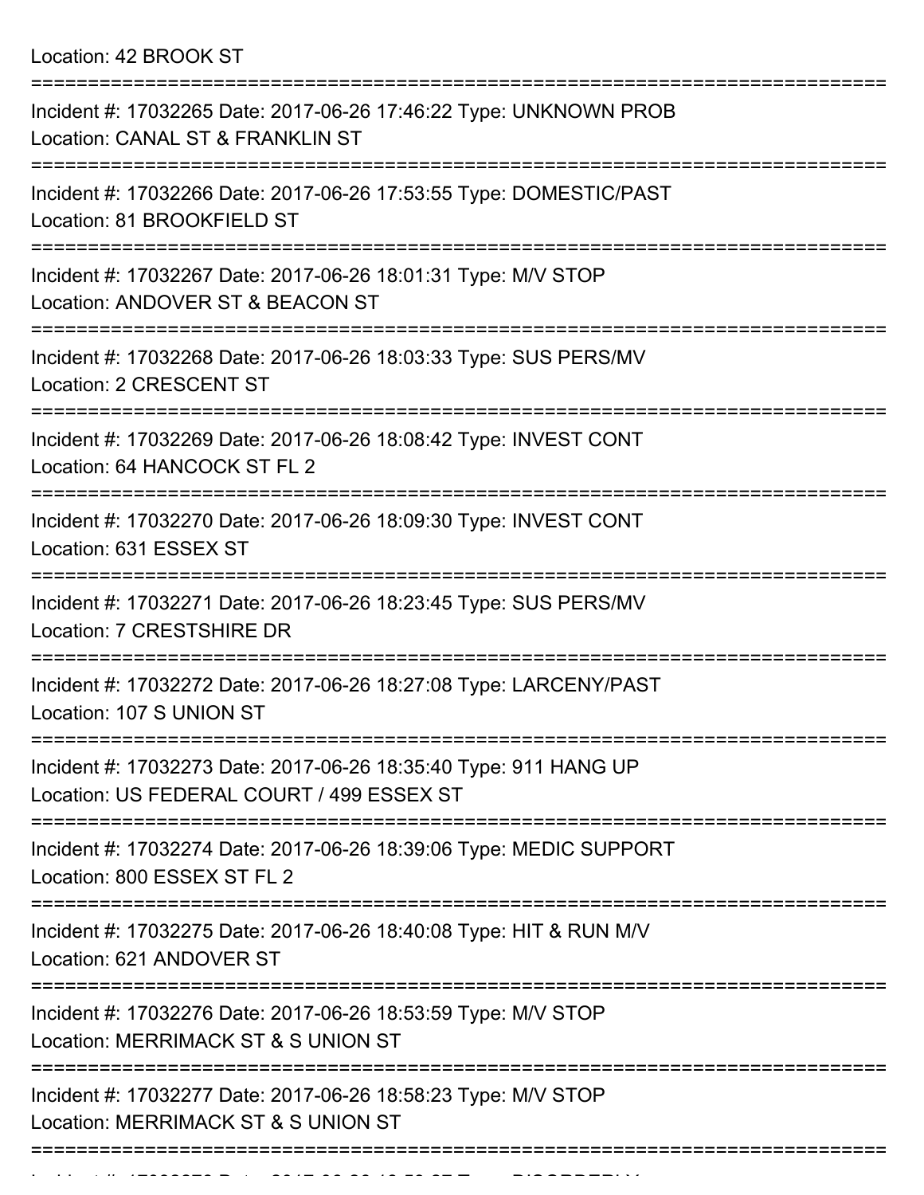Location: 42 BROOK ST

===========================================================================

Incident #: 17032265 Date: 2017-06-26 17:46:22 Type: UNKNOWN PROB
Location: CANAL ST & FRANKLIN ST

===========================================================================

Incident #: 17032266 Date: 2017-06-26 17:53:55 Type: DOMESTIC/PAST
Location: 81 BROOKFIELD ST

===========================================================================

Incident #: 17032267 Date: 2017-06-26 18:01:31 Type: M/V STOP
Location: ANDOVER ST & BEACON ST

===========================================================================

Incident #: 17032268 Date: 2017-06-26 18:03:33 Type: SUS PERS/MV
Location: 2 CRESCENT ST

===========================================================================

Incident #: 17032269 Date: 2017-06-26 18:08:42 Type: INVEST CONT
Location: 64 HANCOCK ST FL 2

===========================================================================

Incident #: 17032270 Date: 2017-06-26 18:09:30 Type: INVEST CONT
Location: 631 ESSEX ST

===========================================================================

Incident #: 17032271 Date: 2017-06-26 18:23:45 Type: SUS PERS/MV
Location: 7 CRESTSHIRE DR

===========================================================================

Incident #: 17032272 Date: 2017-06-26 18:27:08 Type: LARCENY/PAST
Location: 107 S UNION ST

===========================================================================

Incident #: 17032273 Date: 2017-06-26 18:35:40 Type: 911 HANG UP
Location: US FEDERAL COURT / 499 ESSEX ST

===========================================================================

Incident #: 17032274 Date: 2017-06-26 18:39:06 Type: MEDIC SUPPORT
Location: 800 ESSEX ST FL 2

===========================================================================

Incident #: 17032275 Date: 2017-06-26 18:40:08 Type: HIT & RUN M/V
Location: 621 ANDOVER ST

===========================================================================

Incident #: 17032276 Date: 2017-06-26 18:53:59 Type: M/V STOP
Location: MERRIMACK ST & S UNION ST

===========================================================================

Incident #: 17032277 Date: 2017-06-26 18:58:23 Type: M/V STOP
Location: MERRIMACK ST & S UNION ST

===========================================================================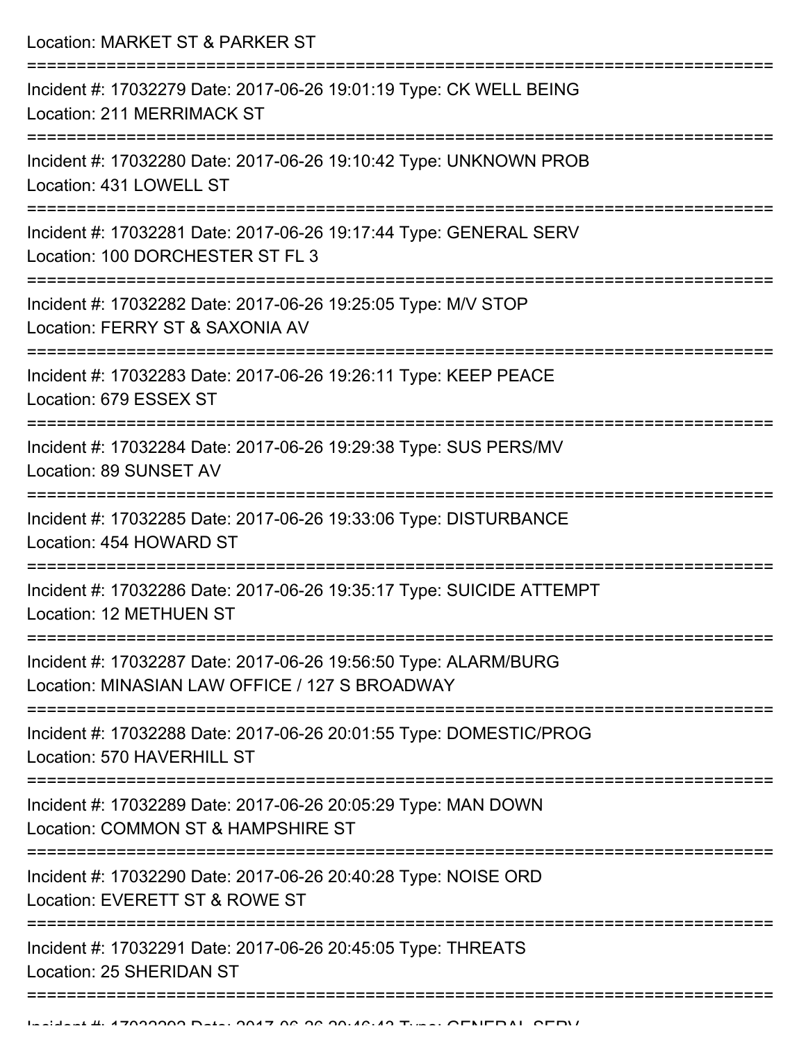Location: MARKET ST & PARKER ST

===========================================================================

Incident #: 17032279 Date: 2017-06-26 19:01:19 Type: CK WELL BEING
Location: 211 MERRIMACK ST

===========================================================================

Incident #: 17032280 Date: 2017-06-26 19:10:42 Type: UNKNOWN PROB
Location: 431 LOWELL ST

===========================================================================

Incident #: 17032281 Date: 2017-06-26 19:17:44 Type: GENERAL SERV
Location: 100 DORCHESTER ST FL 3

===========================================================================

Incident #: 17032282 Date: 2017-06-26 19:25:05 Type: M/V STOP
Location: FERRY ST & SAXONIA AV

===========================================================================

Incident #: 17032283 Date: 2017-06-26 19:26:11 Type: KEEP PEACE
Location: 679 ESSEX ST

===========================================================================

Incident #: 17032284 Date: 2017-06-26 19:29:38 Type: SUS PERS/MV
Location: 89 SUNSET AV

===========================================================================

Incident #: 17032285 Date: 2017-06-26 19:33:06 Type: DISTURBANCE
Location: 454 HOWARD ST

===========================================================================

Incident #: 17032286 Date: 2017-06-26 19:35:17 Type: SUICIDE ATTEMPT
Location: 12 METHUEN ST

===========================================================================

Incident #: 17032287 Date: 2017-06-26 19:56:50 Type: ALARM/BURG
Location: MINASIAN LAW OFFICE / 127 S BROADWAY

===========================================================================

Incident #: 17032288 Date: 2017-06-26 20:01:55 Type: DOMESTIC/PROG
Location: 570 HAVERHILL ST

===========================================================================

Incident #: 17032289 Date: 2017-06-26 20:05:29 Type: MAN DOWN
Location: COMMON ST & HAMPSHIRE ST

===========================================================================

Incident #: 17032290 Date: 2017-06-26 20:40:28 Type: NOISE ORD
Location: EVERETT ST & ROWE ST

===========================================================================

Incident #: 17032291 Date: 2017-06-26 20:45:05 Type: THREATS
Location: 25 SHERIDAN ST

===========================================================================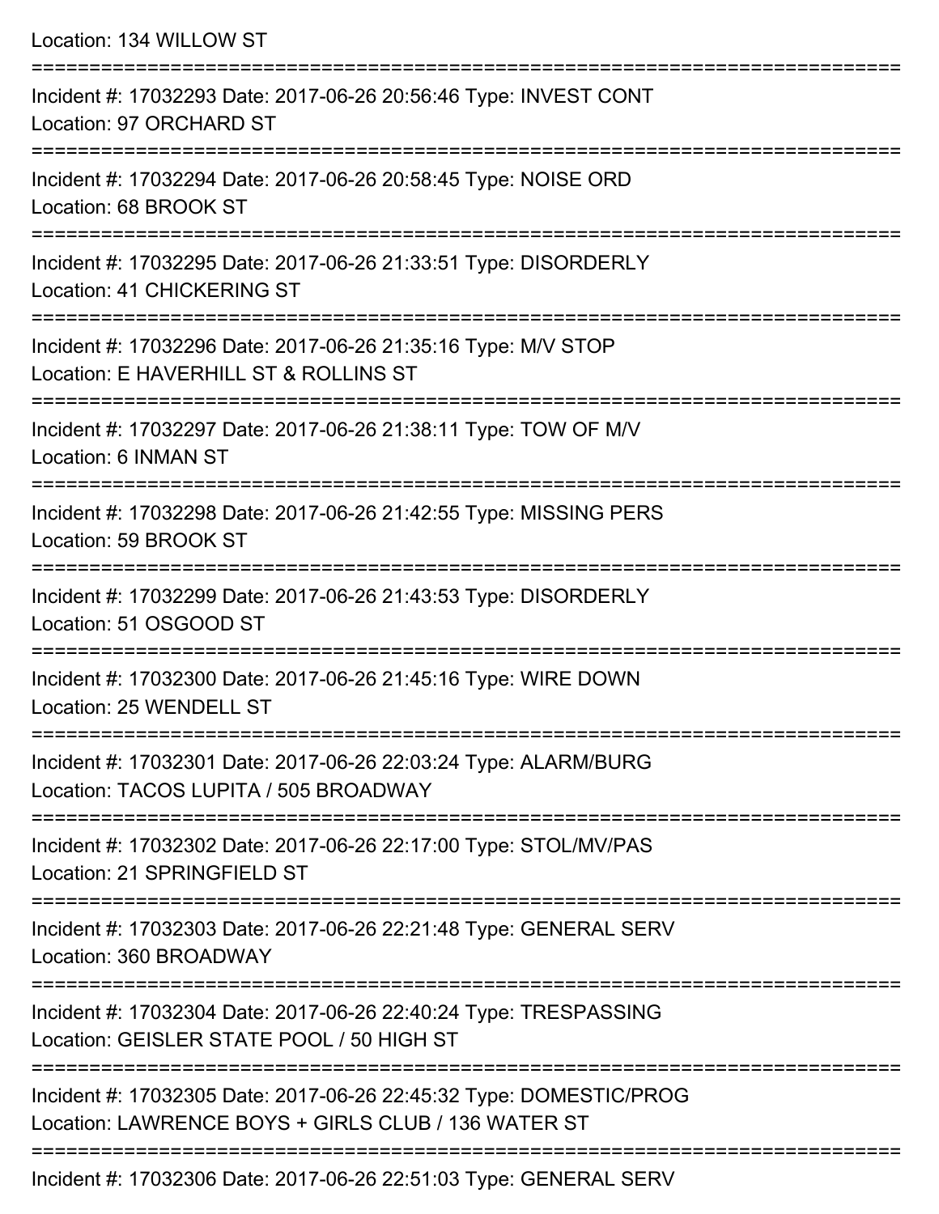Location: 134 WILLOW ST

===========================================================================

Incident #: 17032293 Date: 2017-06-26 20:56:46 Type: INVEST CONT
Location: 97 ORCHARD ST

===========================================================================

Incident #: 17032294 Date: 2017-06-26 20:58:45 Type: NOISE ORD
Location: 68 BROOK ST

===========================================================================

Incident #: 17032295 Date: 2017-06-26 21:33:51 Type: DISORDERLY
Location: 41 CHICKERING ST

===========================================================================

Incident #: 17032296 Date: 2017-06-26 21:35:16 Type: M/V STOP
Location: E HAVERHILL ST & ROLLINS ST

===========================================================================

Incident #: 17032297 Date: 2017-06-26 21:38:11 Type: TOW OF M/V
Location: 6 INMAN ST

===========================================================================

Incident #: 17032298 Date: 2017-06-26 21:42:55 Type: MISSING PERS
Location: 59 BROOK ST

===========================================================================

Incident #: 17032299 Date: 2017-06-26 21:43:53 Type: DISORDERLY
Location: 51 OSGOOD ST

===========================================================================

Incident #: 17032300 Date: 2017-06-26 21:45:16 Type: WIRE DOWN
Location: 25 WENDELL ST

===========================================================================

Incident #: 17032301 Date: 2017-06-26 22:03:24 Type: ALARM/BURG
Location: TACOS LUPITA / 505 BROADWAY

===========================================================================

Incident #: 17032302 Date: 2017-06-26 22:17:00 Type: STOL/MV/PAS
Location: 21 SPRINGFIELD ST

===========================================================================

Incident #: 17032303 Date: 2017-06-26 22:21:48 Type: GENERAL SERV
Location: 360 BROADWAY

===========================================================================

Incident #: 17032304 Date: 2017-06-26 22:40:24 Type: TRESPASSING
Location: GEISLER STATE POOL / 50 HIGH ST

===========================================================================

Incident #: 17032305 Date: 2017-06-26 22:45:32 Type: DOMESTIC/PROG
Location: LAWRENCE BOYS + GIRLS CLUB / 136 WATER ST

===========================================================================

Incident #: 17032306 Date: 2017-06-26 22:51:03 Type: GENERAL SERV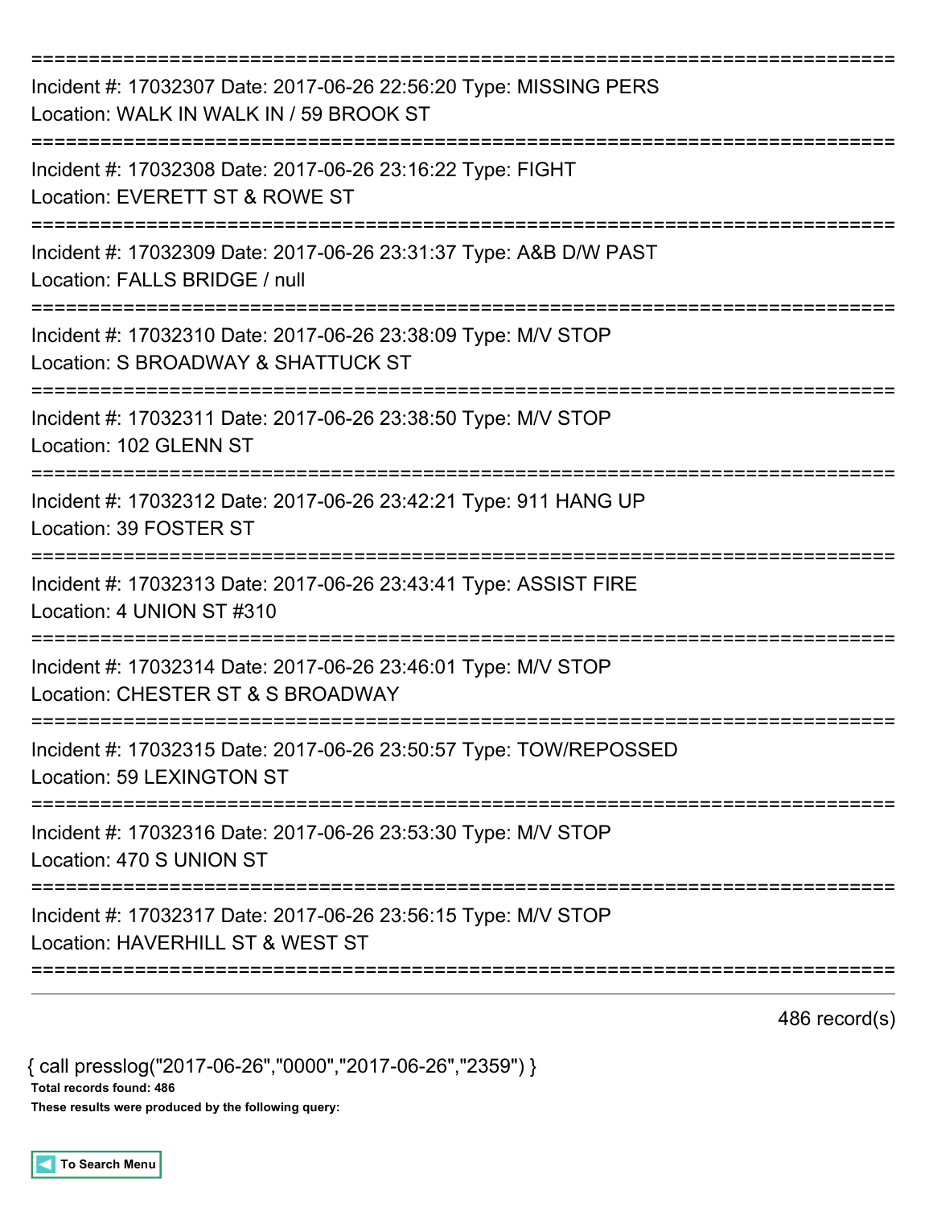===========================================================================

Incident #: 17032307 Date: 2017-06-26 22:56:20 Type: MISSING PERS

Location: WALK IN WALK IN / 59 BROOK ST

===========================================================================

Incident #: 17032308 Date: 2017-06-26 23:16:22 Type: FIGHT

Location: EVERETT ST & ROWE ST

===========================================================================

Incident #: 17032309 Date: 2017-06-26 23:31:37 Type: A&B D/W PAST

Location: FALLS BRIDGE / null

===========================================================================

Incident #: 17032310 Date: 2017-06-26 23:38:09 Type: M/V STOP

Location: S BROADWAY & SHATTUCK ST

===========================================================================

Incident #: 17032311 Date: 2017-06-26 23:38:50 Type: M/V STOP

Location: 102 GLENN ST

===========================================================================

Incident #: 17032312 Date: 2017-06-26 23:42:21 Type: 911 HANG UP

Location: 39 FOSTER ST

===========================================================================

Incident #: 17032313 Date: 2017-06-26 23:43:41 Type: ASSIST FIRE

Location: 4 UNION ST #310

===========================================================================

Incident #: 17032314 Date: 2017-06-26 23:46:01 Type: M/V STOP

Location: CHESTER ST & S BROADWAY

===========================================================================

Incident #: 17032315 Date: 2017-06-26 23:50:57 Type: TOW/REPOSSED

Location: 59 LEXINGTON ST

===========================================================================

Incident #: 17032316 Date: 2017-06-26 23:53:30 Type: M/V STOP

Location: 470 S UNION ST

===========================================================================

Incident #: 17032317 Date: 2017-06-26 23:56:15 Type: M/V STOP

Location: HAVERHILL ST & WEST ST

===========================================================================

486 record(s)

{ call presslog("2017-06-26","0000","2017-06-26","2359") }

**Total records found: 486**

**These results were produced by the following query:**

To Search Menu